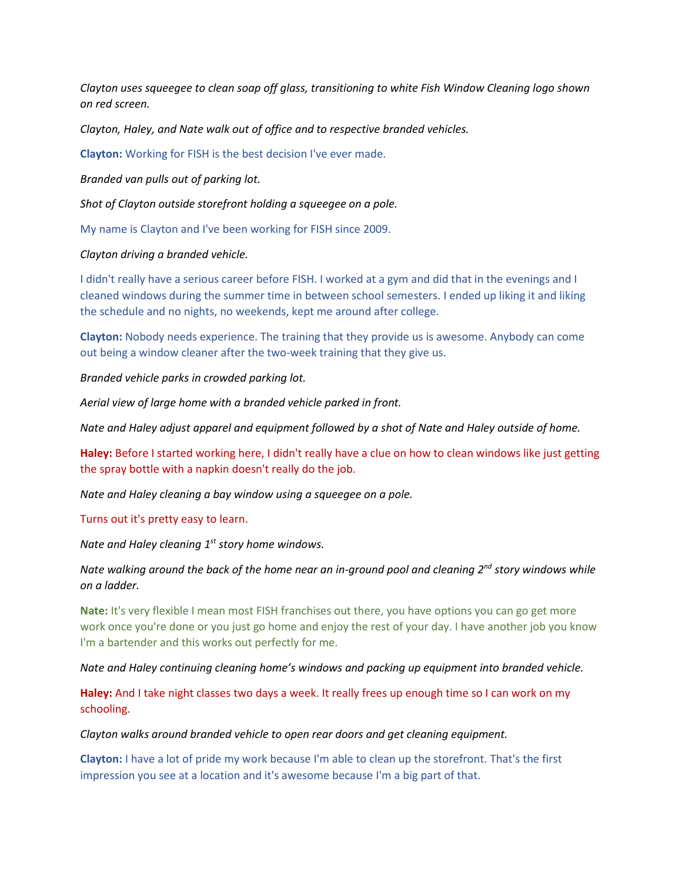*Clayton uses squeegee to clean soap off glass, transitioning to white Fish Window Cleaning logo shown on red screen.*

*Clayton, Haley, and Nate walk out of office and to respective branded vehicles.*

**Clayton:** Working for FISH is the best decision I've ever made.

*Branded van pulls out of parking lot.*

*Shot of Clayton outside storefront holding a squeegee on a pole.*

My name is Clayton and I've been working for FISH since 2009.

*Clayton driving a branded vehicle.*

I didn't really have a serious career before FISH. I worked at a gym and did that in the evenings and I cleaned windows during the summer time in between school semesters. I ended up liking it and liking the schedule and no nights, no weekends, kept me around after college.

**Clayton:** Nobody needs experience. The training that they provide us is awesome. Anybody can come out being a window cleaner after the two-week training that they give us.

*Branded vehicle parks in crowded parking lot.*

*Aerial view of large home with a branded vehicle parked in front.*

*Nate and Haley adjust apparel and equipment followed by a shot of Nate and Haley outside of home.*

**Haley:** Before I started working here, I didn't really have a clue on how to clean windows like just getting the spray bottle with a napkin doesn't really do the job.

*Nate and Haley cleaning a bay window using a squeegee on a pole.*

Turns out it's pretty easy to learn.

*Nate and Haley cleaning 1st story home windows.*

*Nate walking around the back of the home near an in-ground pool and cleaning 2nd story windows while on a ladder.*

**Nate:** It's very flexible I mean most FISH franchises out there, you have options you can go get more work once you're done or you just go home and enjoy the rest of your day. I have another job you know I'm a bartender and this works out perfectly for me.

*Nate and Haley continuing cleaning home's windows and packing up equipment into branded vehicle.*

**Haley:** And I take night classes two days a week. It really frees up enough time so I can work on my schooling.

*Clayton walks around branded vehicle to open rear doors and get cleaning equipment.*

**Clayton:** I have a lot of pride my work because I'm able to clean up the storefront. That's the first impression you see at a location and it's awesome because I'm a big part of that.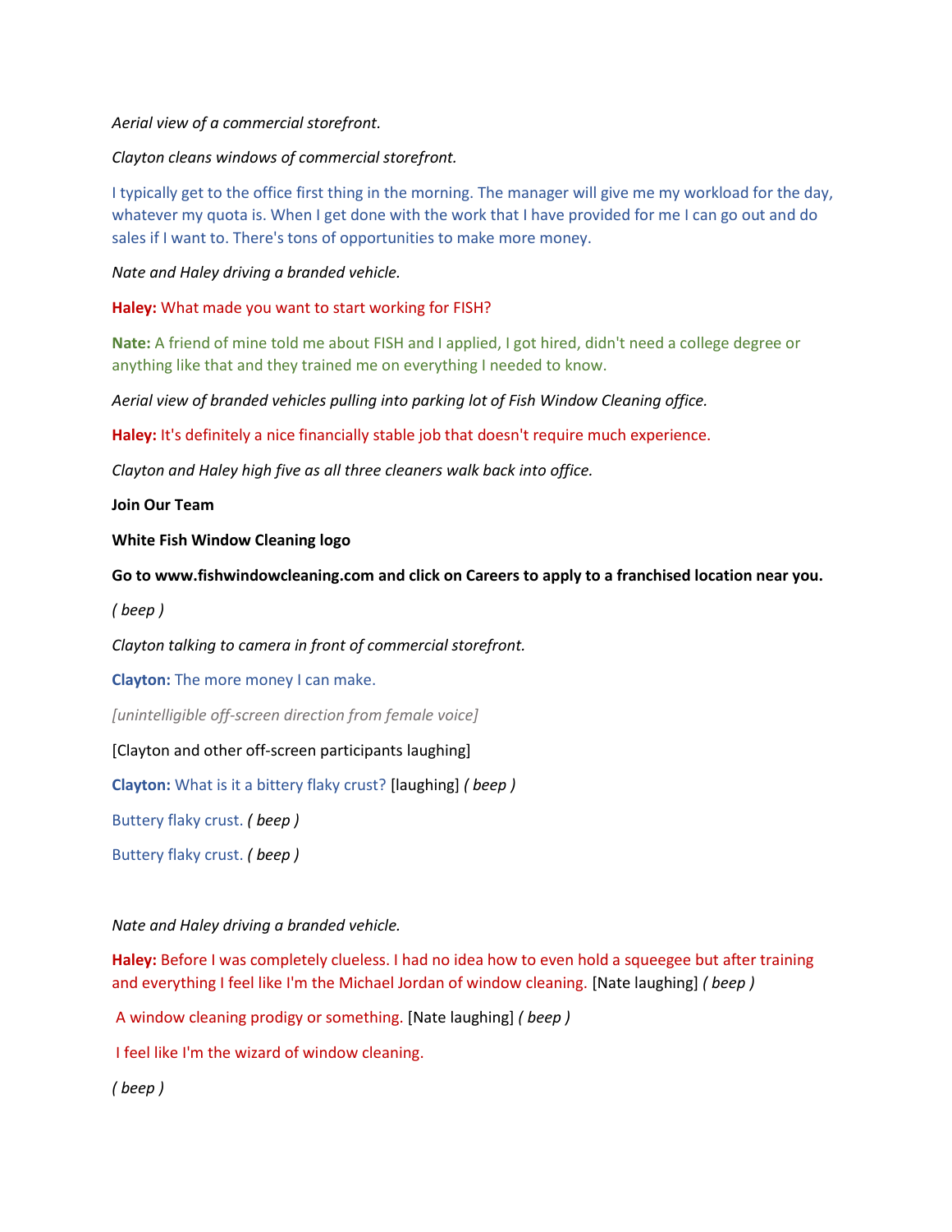*Aerial view of a commercial storefront.*

*Clayton cleans windows of commercial storefront.*

I typically get to the office first thing in the morning. The manager will give me my workload for the day, whatever my quota is. When I get done with the work that I have provided for me I can go out and do sales if I want to. There's tons of opportunities to make more money.

*Nate and Haley driving a branded vehicle.*

**Haley:** What made you want to start working for FISH?

**Nate:** A friend of mine told me about FISH and I applied, I got hired, didn't need a college degree or anything like that and they trained me on everything I needed to know.

*Aerial view of branded vehicles pulling into parking lot of Fish Window Cleaning office.*

**Haley:** It's definitely a nice financially stable job that doesn't require much experience.

*Clayton and Haley high five as all three cleaners walk back into office.*

**Join Our Team**

**White Fish Window Cleaning logo**

**Go to www.fishwindowcleaning.com and click on Careers to apply to a franchised location near you.**

*( beep )*

*Clayton talking to camera in front of commercial storefront.*

**Clayton:** The more money I can make.

*[unintelligible off-screen direction from female voice]*

[Clayton and other off-screen participants laughing]

**Clayton:** What is it a bittery flaky crust? [laughing] *( beep )*

Buttery flaky crust. *( beep )*

Buttery flaky crust. *( beep )*

*Nate and Haley driving a branded vehicle.*

**Haley:** Before I was completely clueless. I had no idea how to even hold a squeegee but after training and everything I feel like I'm the Michael Jordan of window cleaning. [Nate laughing] *( beep )*

A window cleaning prodigy or something. [Nate laughing] *( beep )*

I feel like I'm the wizard of window cleaning.

*( beep )*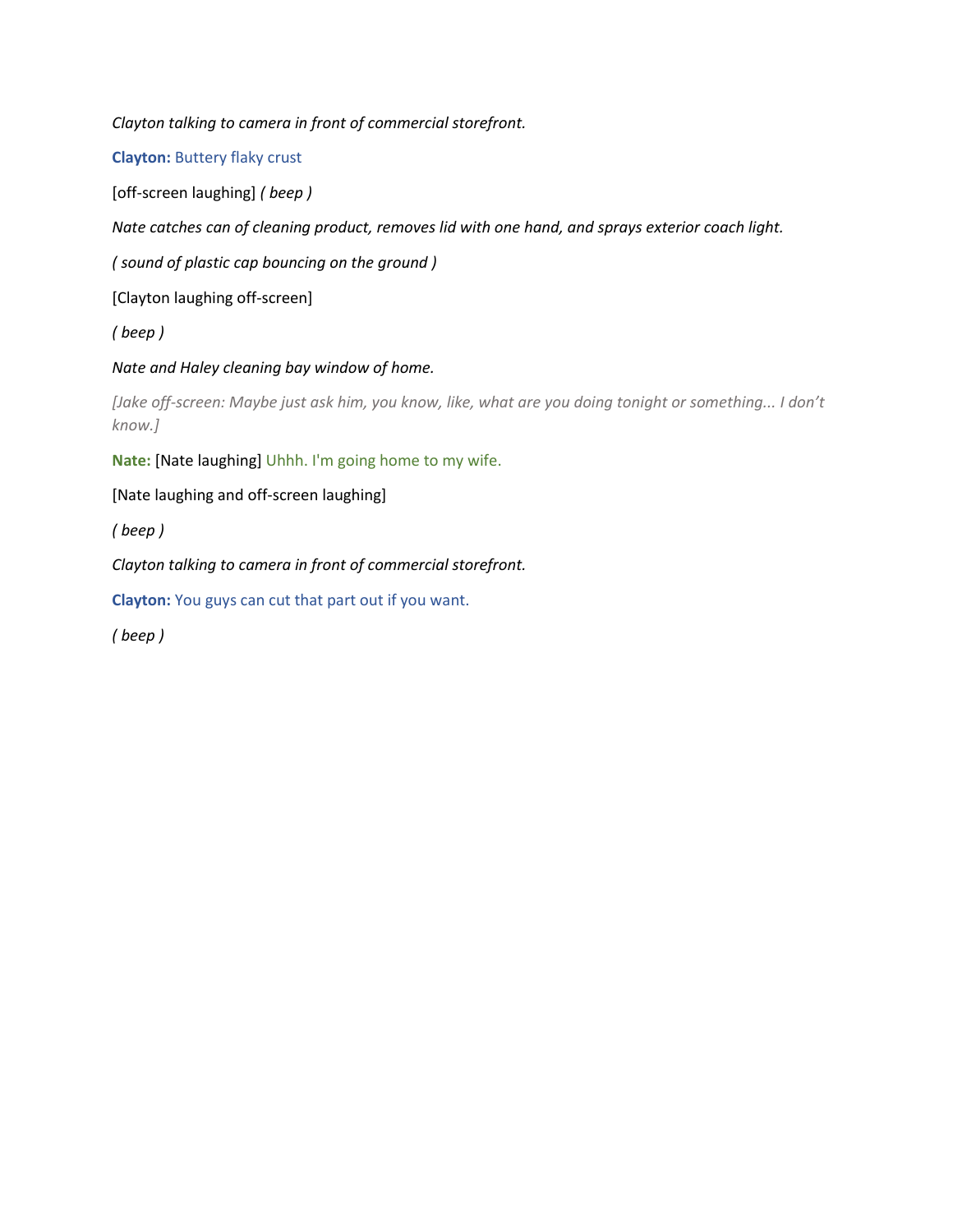*Clayton talking to camera in front of commercial storefront.*

**Clayton:** Buttery flaky crust

[off-screen laughing] *( beep )*

*Nate catches can of cleaning product, removes lid with one hand, and sprays exterior coach light.*

*( sound of plastic cap bouncing on the ground )*

[Clayton laughing off-screen]

*( beep )*

*Nate and Haley cleaning bay window of home.*

*[Jake off-screen: Maybe just ask him, you know, like, what are you doing tonight or something... I don't know.]*

**Nate:** [Nate laughing] Uhhh. I'm going home to my wife.

[Nate laughing and off-screen laughing]

*( beep )*

*Clayton talking to camera in front of commercial storefront.*

**Clayton:** You guys can cut that part out if you want.

*( beep )*